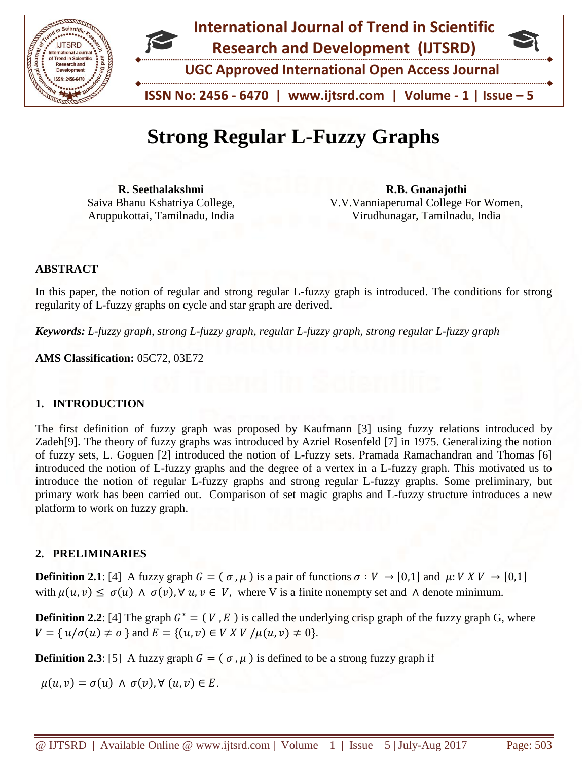# Strong Regular L-Fuzzy Graphs

**R. Seethalakshmi**
Saiva Bhanu Kshatriya College,
Aruppukottai, Tamilnadu, India

**R.B. Gnanajothi**
V.V.Vanniaperumal College For Women,
Virudhunagar, Tamilnadu, India

## ABSTRACT

In this paper, the notion of regular and strong regular L-fuzzy graph is introduced. The conditions for strong regularity of L-fuzzy graphs on cycle and star graph are derived.

***Keywords:*** *L-fuzzy graph, strong L-fuzzy graph, regular L-fuzzy graph, strong regular L-fuzzy graph*

**AMS Classification:** 05C72, 03E72

## 1. INTRODUCTION

The first definition of fuzzy graph was proposed by Kaufmann [3] using fuzzy relations introduced by Zadeh[9]. The theory of fuzzy graphs was introduced by Azriel Rosenfeld [7] in 1975. Generalizing the notion of fuzzy sets, L. Goguen [2] introduced the notion of L-fuzzy sets. Pramada Ramachandran and Thomas [6] introduced the notion of L-fuzzy graphs and the degree of a vertex in a L-fuzzy graph. This motivated us to introduce the notion of regular L-fuzzy graphs and strong regular L-fuzzy graphs. Some preliminary, but primary work has been carried out. Comparison of set magic graphs and L-fuzzy structure introduces a new platform to work on fuzzy graph.

## 2. PRELIMINARIES

**Definition 2.1**: [4] A fuzzy graph $G = (\sigma, \mu)$ is a pair of functions $\sigma : V \rightarrow [0,1]$ and $\mu: V X V \rightarrow [0,1]$ with $\mu(u,v) \leq \sigma(u) \wedge \sigma(v), \forall u, v \in V,$ where V is a finite nonempty set and $\wedge$ denote minimum.

**Definition 2.2**: [4] The graph $G^* = (V, E)$ is called the underlying crisp graph of the fuzzy graph G, where $V = \{ u/\sigma(u) \neq o \}$ and $E = \{(u,v) \in V X V / \mu(u,v) \neq 0\}$.

**Definition 2.3**: [5] A fuzzy graph $G = (\sigma, \mu)$ is defined to be a strong fuzzy graph if

$\mu(u,v) = \sigma(u) \wedge \sigma(v), \forall (u,v) \in E.$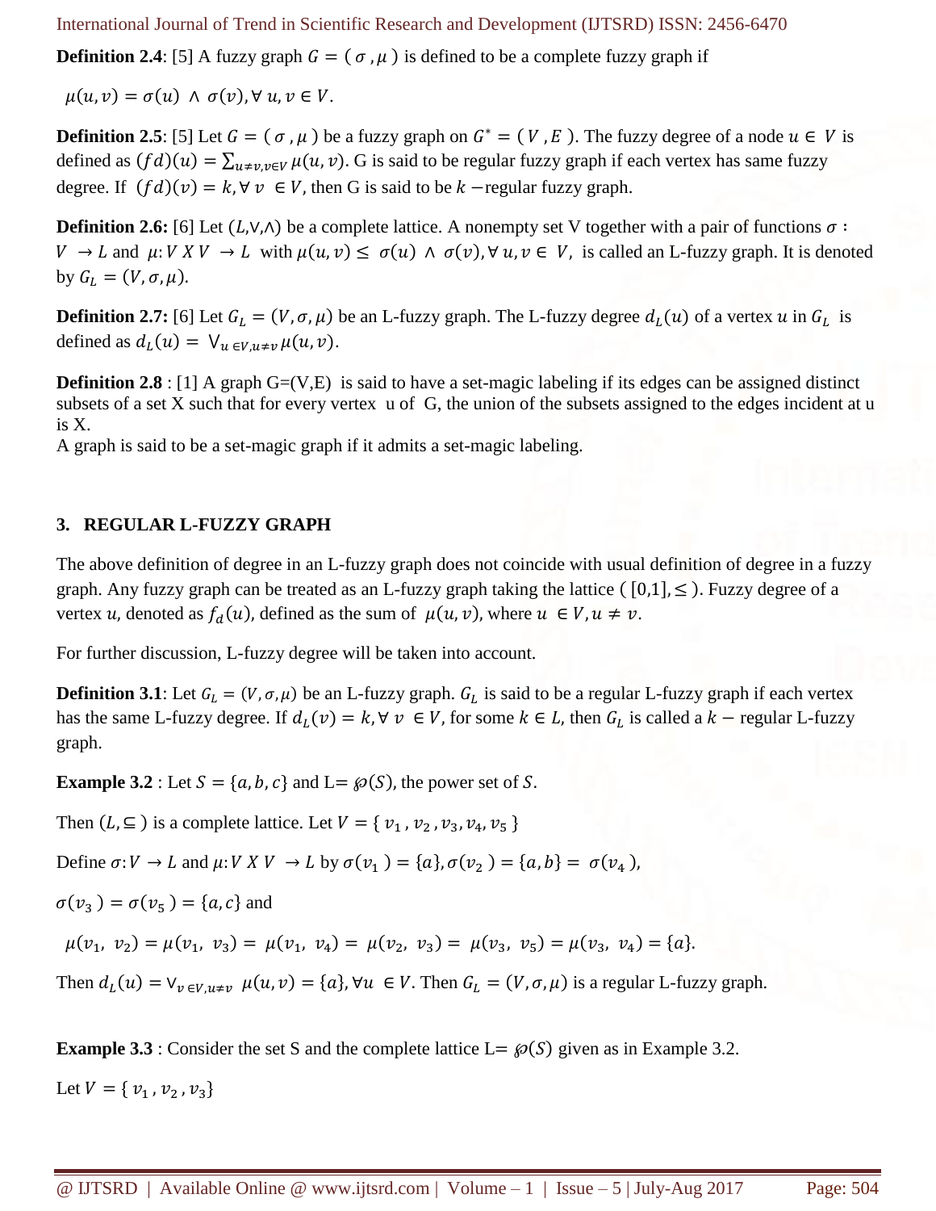**Definition 2.4**: [5] A fuzzy graph $G = (\sigma, \mu)$ is defined to be a complete fuzzy graph if

$\mu(u,v) = \sigma(u) \wedge \sigma(v), \forall\, u, v \in V.$

**Definition 2.5**: [5] Let $G = (\sigma, \mu)$ be a fuzzy graph on $G^* = (V, E)$. The fuzzy degree of a node $u \in V$ is defined as $(fd)(u) = \sum_{u \neq v, v \in V} \mu(u,v)$. G is said to be regular fuzzy graph if each vertex has same fuzzy degree. If $(fd)(v) = k, \forall\, v \in V$, then G is said to be $k-$regular fuzzy graph.

**Definition 2.6:** [6] Let $(L, \vee, \wedge)$ be a complete lattice. A nonempty set V together with a pair of functions $\sigma : V \to L$ and $\mu : V\ X\ V \to L$ with $\mu(u,v) \leq \sigma(u) \wedge \sigma(v), \forall\, u, v \in V,$ is called an L-fuzzy graph. It is denoted by $G_L = (V, \sigma, \mu)$.

**Definition 2.7:** [6] Let $G_L = (V, \sigma, \mu)$ be an L-fuzzy graph. The L-fuzzy degree $d_L(u)$ of a vertex $u$ in $G_L$ is defined as $d_L(u) = \vee_{u \in V, u \neq v} \mu(u,v)$.

**Definition 2.8** : [1] A graph G=(V,E) is said to have a set-magic labeling if its edges can be assigned distinct subsets of a set X such that for every vertex u of G, the union of the subsets assigned to the edges incident at u is X.
A graph is said to be a set-magic graph if it admits a set-magic labeling.

## 3. REGULAR L-FUZZY GRAPH

The above definition of degree in an L-fuzzy graph does not coincide with usual definition of degree in a fuzzy graph. Any fuzzy graph can be treated as an L-fuzzy graph taking the lattice $([0,1], \leq)$. Fuzzy degree of a vertex $u$, denoted as $f_d(u)$, defined as the sum of $\mu(u,v)$, where $u \in V, u \neq v$.

For further discussion, L-fuzzy degree will be taken into account.

**Definition 3.1**: Let $G_L = (V, \sigma, \mu)$ be an L-fuzzy graph. $G_L$ is said to be a regular L-fuzzy graph if each vertex has the same L-fuzzy degree. If $d_L(v) = k, \forall\, v \in V$, for some $k \in L$, then $G_L$ is called a $k-$ regular L-fuzzy graph.

**Example 3.2** : Let $S = \{a, b, c\}$ and L= $\wp(S)$, the power set of $S$.

Then $(L, \subseteq)$ is a complete lattice. Let $V = \{v_1, v_2, v_3, v_4, v_5\}$

Define $\sigma : V \to L$ and $\mu : V\ X\ V \to L$ by $\sigma(v_1) = \{a\}, \sigma(v_2) = \{a, b\} = \sigma(v_4)$,

$\sigma(v_3) = \sigma(v_5) = \{a, c\}$ and

$\mu(v_1, v_2) = \mu(v_1, v_3) = \mu(v_1, v_4) = \mu(v_2, v_3) = \mu(v_3, v_5) = \mu(v_3, v_4) = \{a\}.$

Then $d_L(u) = \vee_{v \in V, u \neq v} \mu(u,v) = \{a\}, \forall u \in V$. Then $G_L = (V, \sigma, \mu)$ is a regular L-fuzzy graph.

**Example 3.3** : Consider the set S and the complete lattice L= $\wp(S)$ given as in Example 3.2.

Let $V = \{v_1, v_2, v_3\}$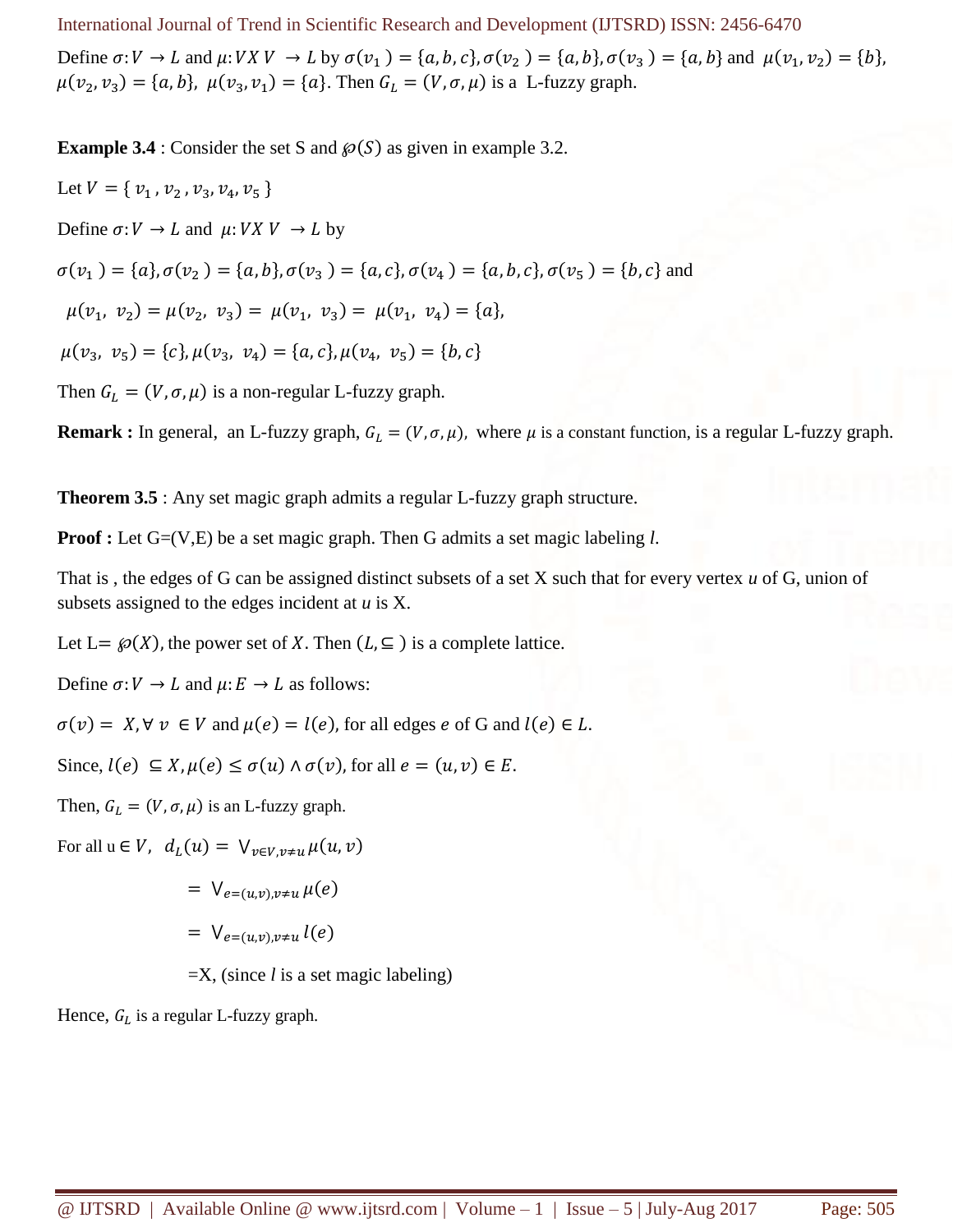Define $\sigma: V \to L$ and $\mu: V X\ V \to L$ by $\sigma(v_1) = \{a, b, c\}, \sigma(v_2) = \{a, b\}, \sigma(v_3) = \{a, b\}$ and $\mu(v_1, v_2) = \{b\}$, $\mu(v_2, v_3) = \{a, b\}$, $\mu(v_3, v_1) = \{a\}$. Then $G_L = (V, \sigma, \mu)$ is a L-fuzzy graph.

**Example 3.4** : Consider the set S and $\wp(S)$ as given in example 3.2.

Let $V = \{ v_1, v_2, v_3, v_4, v_5 \}$

Define $\sigma: V \to L$ and $\mu: V X\ V \to L$ by

$\sigma(v_1) = \{a\}, \sigma(v_2) = \{a, b\}, \sigma(v_3) = \{a, c\}, \sigma(v_4) = \{a, b, c\}, \sigma(v_5) = \{b, c\}$ and

$\mu(v_1, v_2) = \mu(v_2, v_3) = \mu(v_1, v_3) = \mu(v_1, v_4) = \{a\}$,

$\mu(v_3, v_5) = \{c\}, \mu(v_3, v_4) = \{a, c\}, \mu(v_4, v_5) = \{b, c\}$

Then $G_L = (V, \sigma, \mu)$ is a non-regular L-fuzzy graph.

**Remark :** In general, an L-fuzzy graph, $G_L = (V, \sigma, \mu)$, where $\mu$ is a constant function, is a regular L-fuzzy graph.

**Theorem 3.5** : Any set magic graph admits a regular L-fuzzy graph structure.

**Proof :** Let G=(V,E) be a set magic graph. Then G admits a set magic labeling *l*.

That is , the edges of G can be assigned distinct subsets of a set X such that for every vertex *u* of G, union of subsets assigned to the edges incident at *u* is X.

Let L= $\wp(X)$, the power set of $X$. Then $(L, \subseteq)$ is a complete lattice.

Define $\sigma: V \to L$ and $\mu: E \to L$ as follows:

$\sigma(v) = X, \forall\ v \in V$ and $\mu(e) = l(e)$, for all edges $e$ of G and $l(e) \in L$.

Since, $l(e) \subseteq X, \mu(e) \leq \sigma(u) \wedge \sigma(v)$, for all $e = (u, v) \in E$.

Then, $G_L = (V, \sigma, \mu)$ is an L-fuzzy graph.

For all $u \in V$, $d_L(u) = \bigvee_{v \in V, v \neq u} \mu(u, v)$

$= \bigvee_{e=(u,v), v \neq u} \mu(e)$

$= \bigvee_{e=(u,v), v \neq u} l(e)$

=X, (since *l* is a set magic labeling)

Hence, $G_L$ is a regular L-fuzzy graph.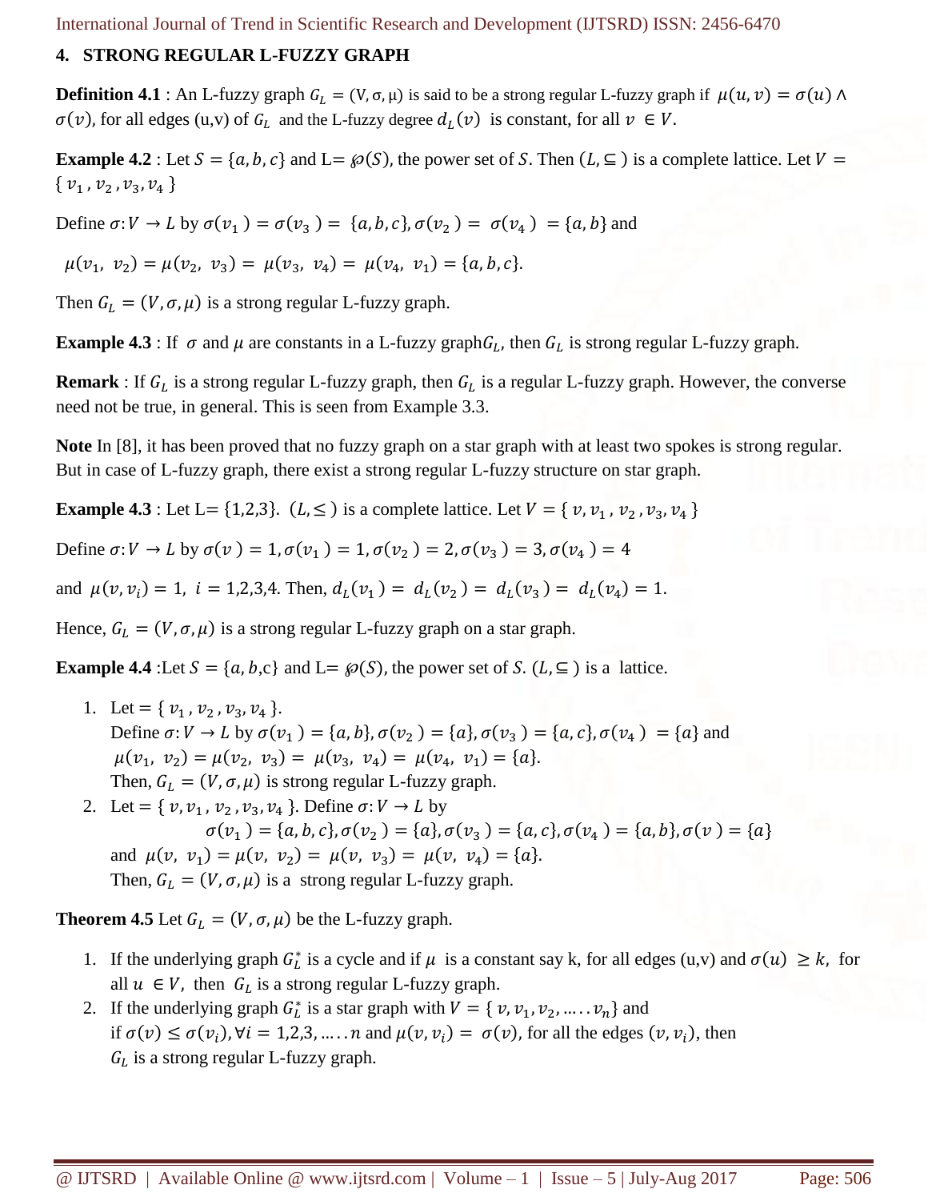## 4. STRONG REGULAR L-FUZZY GRAPH

**Definition 4.1** : An L-fuzzy graph $G_L = (V, \sigma, \mu)$ is said to be a strong regular L-fuzzy graph if $\mu(u,v) = \sigma(u) \wedge \sigma(v)$, for all edges (u,v) of $G_L$ and the L-fuzzy degree $d_L(v)$ is constant, for all $v \in V$.

**Example 4.2** : Let $S = \{a, b, c\}$ and L= $\wp(S)$, the power set of $S$. Then $(L, \subseteq)$ is a complete lattice. Let $V = \{v_1, v_2, v_3, v_4\}$

Define $\sigma: V \to L$ by $\sigma(v_1) = \sigma(v_3) = \{a, b, c\}, \sigma(v_2) = \sigma(v_4) = \{a, b\}$ and

$\mu(v_1, v_2) = \mu(v_2, v_3) = \mu(v_3, v_4) = \mu(v_4, v_1) = \{a, b, c\}$.

Then $G_L = (V, \sigma, \mu)$ is a strong regular L-fuzzy graph.

**Example 4.3** : If $\sigma$ and $\mu$ are constants in a L-fuzzy graph$G_L$, then $G_L$ is strong regular L-fuzzy graph.

**Remark** : If $G_L$ is a strong regular L-fuzzy graph, then $G_L$ is a regular L-fuzzy graph. However, the converse need not be true, in general. This is seen from Example 3.3.

**Note** In [8], it has been proved that no fuzzy graph on a star graph with at least two spokes is strong regular. But in case of L-fuzzy graph, there exist a strong regular L-fuzzy structure on star graph.

**Example 4.3** : Let L= {1,2,3}. $(L, \leq)$ is a complete lattice. Let $V = \{v, v_1, v_2, v_3, v_4\}$

Define $\sigma: V \to L$ by $\sigma(v) = 1, \sigma(v_1) = 1, \sigma(v_2) = 2, \sigma(v_3) = 3, \sigma(v_4) = 4$

and $\mu(v, v_i) = 1,\ i = 1,2,3,4$. Then, $d_L(v_1) = d_L(v_2) = d_L(v_3) = d_L(v_4) = 1$.

Hence, $G_L = (V, \sigma, \mu)$ is a strong regular L-fuzzy graph on a star graph.

**Example 4.4** :Let $S = \{a, b, c\}$ and L= $\wp(S)$, the power set of $S$. $(L, \subseteq)$ is a lattice.

1. Let $= \{v_1, v_2, v_3, v_4\}$.
   Define $\sigma: V \to L$ by $\sigma(v_1) = \{a, b\}, \sigma(v_2) = \{a\}, \sigma(v_3) = \{a, c\}, \sigma(v_4) = \{a\}$ and
   $\mu(v_1, v_2) = \mu(v_2, v_3) = \mu(v_3, v_4) = \mu(v_4, v_1) = \{a\}$.
   Then, $G_L = (V, \sigma, \mu)$ is strong regular L-fuzzy graph.
2. Let $= \{v, v_1, v_2, v_3, v_4\}$. Define $\sigma: V \to L$ by
   $$\sigma(v_1) = \{a, b, c\}, \sigma(v_2) = \{a\}, \sigma(v_3) = \{a, c\}, \sigma(v_4) = \{a, b\}, \sigma(v) = \{a\}$$
   and $\mu(v, v_1) = \mu(v, v_2) = \mu(v, v_3) = \mu(v, v_4) = \{a\}$.
   Then, $G_L = (V, \sigma, \mu)$ is a strong regular L-fuzzy graph.

**Theorem 4.5** Let $G_L = (V, \sigma, \mu)$ be the L-fuzzy graph.

1. If the underlying graph $G_L^*$ is a cycle and if $\mu$ is a constant say k, for all edges (u,v) and $\sigma(u) \geq k$, for all $u \in V$, then $G_L$ is a strong regular L-fuzzy graph.
2. If the underlying graph $G_L^*$ is a star graph with $V = \{v, v_1, v_2, \ldots\ldots v_n\}$ and if $\sigma(v) \leq \sigma(v_i), \forall i = 1,2,3, \ldots\ldots n$ and $\mu(v, v_i) = \sigma(v)$, for all the edges $(v, v_i)$, then $G_L$ is a strong regular L-fuzzy graph.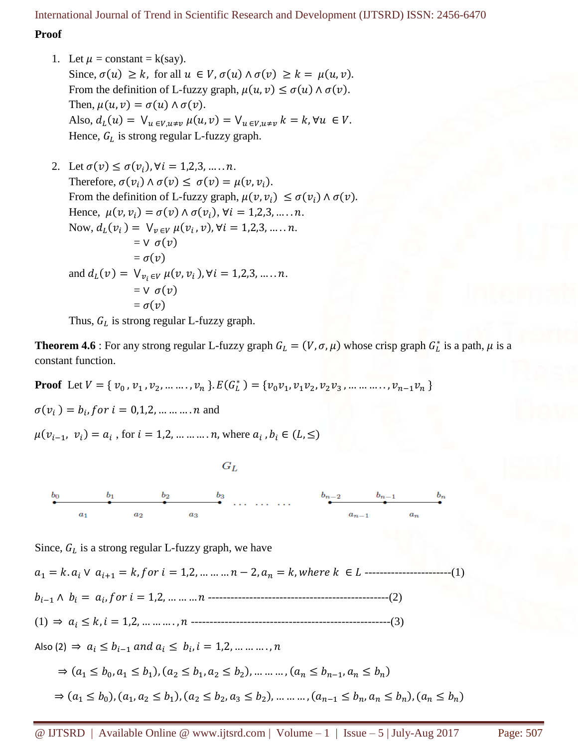**Proof**

1. Let $\mu$ = constant = k(say).
   Since, $\sigma(u) \geq k$, for all $u \in V, \sigma(u) \wedge \sigma(v) \geq k = \mu(u,v)$.
   From the definition of L-fuzzy graph, $\mu(u,v) \leq \sigma(u) \wedge \sigma(v)$.
   Then, $\mu(u,v) = \sigma(u) \wedge \sigma(v)$.
   Also, $d_L(u) = \vee_{u \in V, u \neq v} \mu(u,v) = \vee_{u \in V, u \neq v} k = k, \forall u \in V$.
   Hence, $G_L$ is strong regular L-fuzzy graph.

2. Let $\sigma(v) \leq \sigma(v_i), \forall i = 1,2,3, \ldots . n$.
   Therefore, $\sigma(v_i) \wedge \sigma(v) \leq \sigma(v) = \mu(v, v_i)$.
   From the definition of L-fuzzy graph, $\mu(v, v_i) \leq \sigma(v_i) \wedge \sigma(v)$.
   Hence, $\mu(v, v_i) = \sigma(v) \wedge \sigma(v_i), \forall i = 1,2,3, \ldots . n$.
   Now, $d_L(v_i) = \vee_{v \in V} \mu(v_i, v), \forall i = 1,2,3, \ldots . n$.
   $= \vee \ \sigma(v)$
   $= \sigma(v)$
   and $d_L(v) = \vee_{v_i \in V} \mu(v, v_i), \forall i = 1,2,3, \ldots . n$.
   $= \vee \ \sigma(v)$
   $= \sigma(v)$
   Thus, $G_L$ is strong regular L-fuzzy graph.

**Theorem 4.6** : For any strong regular L-fuzzy graph $G_L = (V, \sigma, \mu)$ whose crisp graph $G_L^*$ is a path, $\mu$ is a constant function.

**Proof** Let $V = \{ v_0, v_1, v_2, \ldots \ldots, v_n \}$. $E(G_L^*) = \{v_0v_1, v_1v_2, v_2v_3, \ldots \ldots \ldots, v_{n-1}v_n\}$

$\sigma(v_i) = b_i, for\ i = 0,1,2, \ldots \ldots . n$ and

$\mu(v_{i-1}, v_i) = a_i$ , for $i = 1,2, \ldots \ldots . n$, where $a_i, b_i \in (L, \leq)$

$G_L$

$b_0$ — $a_1$ — $b_1$ — $a_2$ — $b_2$ — $a_3$ — $b_3$ . . . . . . . . . $b_{n-2}$ — $a_{n-1}$ — $b_{n-1}$ — $a_n$ — $b_n$

Since, $G_L$ is a strong regular L-fuzzy graph, we have

$a_1 = k . a_i \vee a_{i+1} = k, for\ i = 1,2, \ldots \ldots n-2, a_n = k, where\ k \in L$ ----------------------(1)

$b_{i-1} \wedge b_i = a_i, for\ i = 1,2, \ldots \ldots n$ ------------------------------------------------(2)

(1) $\Rightarrow a_i \leq k, i = 1,2, \ldots \ldots, n$ ----------------------------------------------------(3)

Also (2) $\Rightarrow a_i \leq b_{i-1}\ and\ a_i \leq b_i, i = 1,2, \ldots \ldots, n$

$\Rightarrow (a_1 \leq b_0, a_1 \leq b_1), (a_2 \leq b_1, a_2 \leq b_2), \ldots \ldots, (a_n \leq b_{n-1}, a_n \leq b_n)$

$\Rightarrow (a_1 \leq b_0), (a_1, a_2 \leq b_1), (a_2 \leq b_2, a_3 \leq b_2), \ldots \ldots, (a_{n-1} \leq b_n, a_n \leq b_n), (a_n \leq b_n)$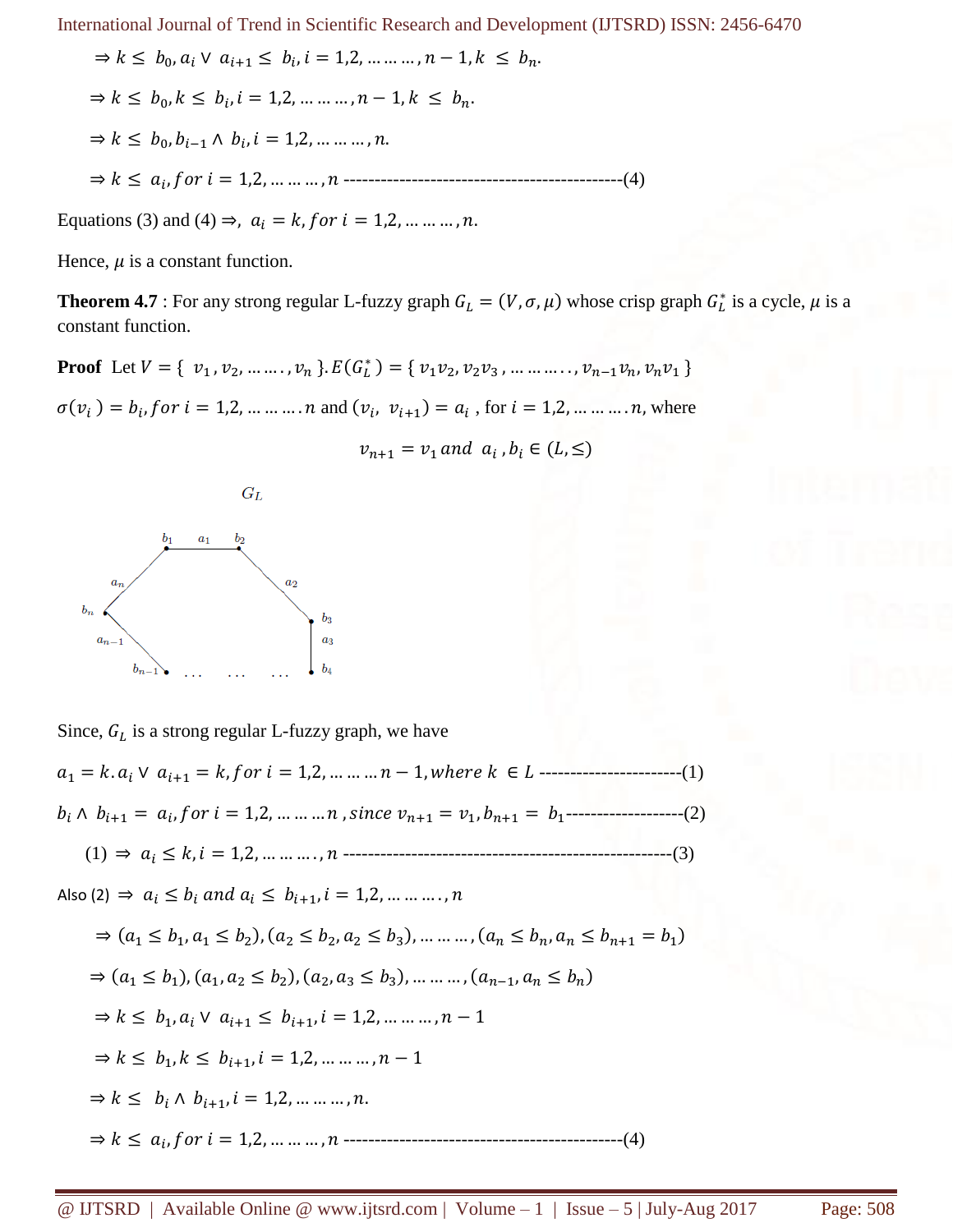$\Rightarrow k \leq b_0, a_i \vee a_{i+1} \leq b_i, i = 1,2, \ldots\ldots\ldots, n-1, k \leq b_n.$

$\Rightarrow k \leq b_0, k \leq b_i, i = 1,2, \ldots\ldots\ldots, n-1, k \leq b_n.$

$\Rightarrow k \leq b_0, b_{i-1} \wedge b_i, i = 1,2, \ldots\ldots\ldots, n.$

$\Rightarrow k \leq a_i, for\ i = 1,2, \ldots\ldots\ldots, n$ ---------------------------------------------(4)

Equations (3) and (4) $\Rightarrow$, $a_i = k, for\ i = 1,2, \ldots\ldots\ldots, n.$

Hence, $\mu$ is a constant function.

**Theorem 4.7** : For any strong regular L-fuzzy graph $G_L = (V, \sigma, \mu)$ whose crisp graph $G_L^*$ is a cycle, $\mu$ is a constant function.

**Proof** Let $V = \{ v_1, v_2, \ldots\ldots, v_n \}. E(G_L^*) = \{ v_1v_2, v_2v_3, \ldots\ldots\ldots\ldots, v_{n-1}v_n, v_nv_1 \}$

$\sigma(v_i) = b_i, for\ i = 1,2, \ldots\ldots\ldots. n$ and $(v_i, v_{i+1}) = a_i$ , for $i = 1,2, \ldots\ldots\ldots. n$, where

$$v_{n+1} = v_1\ and\ a_i, b_i \in (L, \leq)$$

Since, $G_L$ is a strong regular L-fuzzy graph, we have

$a_1 = k. a_i \vee a_{i+1} = k, for\ i = 1,2, \ldots\ldots\ldots n-1, where\ k \in L$ -----------------------(1)

$b_i \wedge b_{i+1} = a_i, for\ i = 1,2, \ldots\ldots\ldots n, since\ v_{n+1} = v_1, b_{n+1} = b_1$-------------------(2)

(1) $\Rightarrow a_i \leq k, i = 1,2, \ldots\ldots\ldots., n$ -----------------------------------------------------(3)

Also (2) $\Rightarrow a_i \leq b_i\ and\ a_i \leq b_{i+1}, i = 1,2, \ldots\ldots\ldots., n$

$\Rightarrow (a_1 \leq b_1, a_1 \leq b_2), (a_2 \leq b_2, a_2 \leq b_3), \ldots\ldots\ldots, (a_n \leq b_n, a_n \leq b_{n+1} = b_1)$

$\Rightarrow (a_1 \leq b_1), (a_1, a_2 \leq b_2), (a_2, a_3 \leq b_3), \ldots\ldots\ldots, (a_{n-1}, a_n \leq b_n)$

$\Rightarrow k \leq b_1, a_i \vee a_{i+1} \leq b_{i+1}, i = 1,2, \ldots\ldots\ldots, n-1$

$\Rightarrow k \leq b_1, k \leq b_{i+1}, i = 1,2, \ldots\ldots\ldots, n-1$

$\Rightarrow k \leq b_i \wedge b_{i+1}, i = 1,2, \ldots\ldots\ldots, n.$

$\Rightarrow k \leq a_i, for\ i = 1,2, \ldots\ldots\ldots, n$ ---------------------------------------------(4)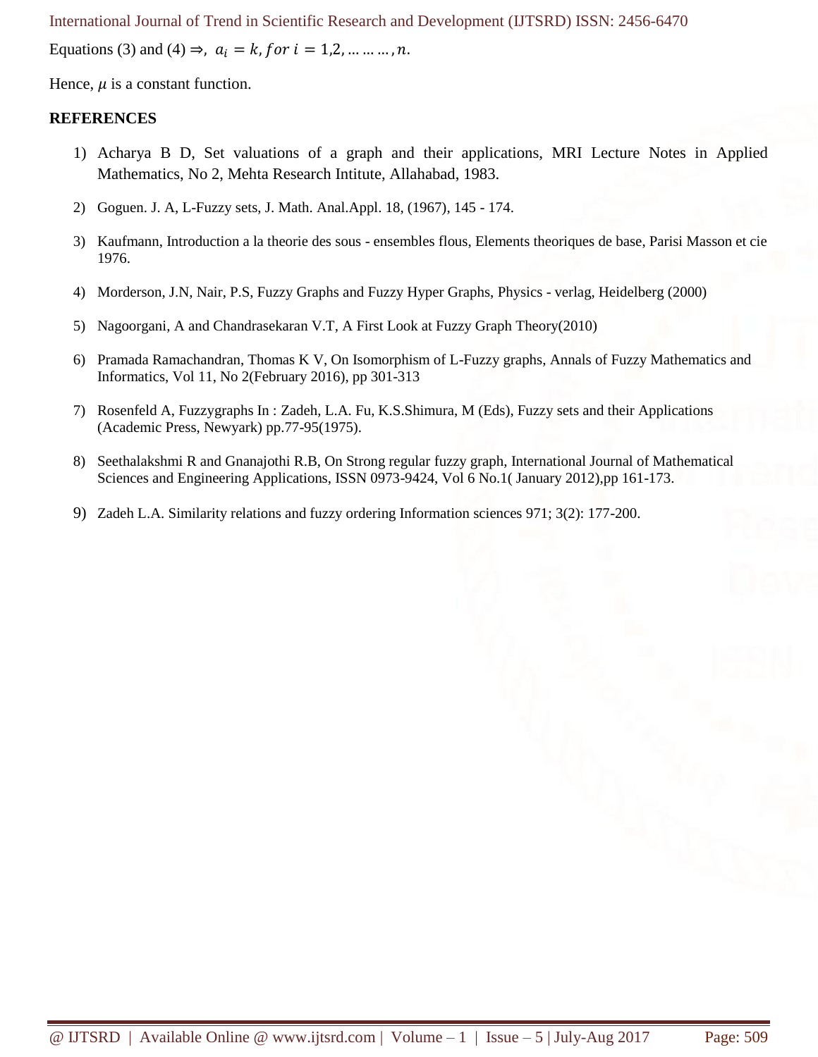Equations (3) and (4) ⇒, $a_i = k, for\ i = 1,2, \dots \dots \dots, n$.

Hence, $\mu$ is a constant function.

## REFERENCES

1) Acharya B D, Set valuations of a graph and their applications, MRI Lecture Notes in Applied Mathematics, No 2, Mehta Research Intitute, Allahabad, 1983.
2) Goguen. J. A, L-Fuzzy sets, J. Math. Anal.Appl. 18, (1967), 145 - 174.
3) Kaufmann, Introduction a la theorie des sous - ensembles flous, Elements theoriques de base, Parisi Masson et cie 1976.
4) Morderson, J.N, Nair, P.S, Fuzzy Graphs and Fuzzy Hyper Graphs, Physics - verlag, Heidelberg (2000)
5) Nagoorgani, A and Chandrasekaran V.T, A First Look at Fuzzy Graph Theory(2010)
6) Pramada Ramachandran, Thomas K V, On Isomorphism of L-Fuzzy graphs, Annals of Fuzzy Mathematics and Informatics, Vol 11, No 2(February 2016), pp 301-313
7) Rosenfeld A, Fuzzygraphs In : Zadeh, L.A. Fu, K.S.Shimura, M (Eds), Fuzzy sets and their Applications (Academic Press, Newyark) pp.77-95(1975).
8) Seethalakshmi R and Gnanajothi R.B, On Strong regular fuzzy graph, International Journal of Mathematical Sciences and Engineering Applications, ISSN 0973-9424, Vol 6 No.1( January 2012),pp 161-173.
9) Zadeh L.A. Similarity relations and fuzzy ordering Information sciences 971; 3(2): 177-200.